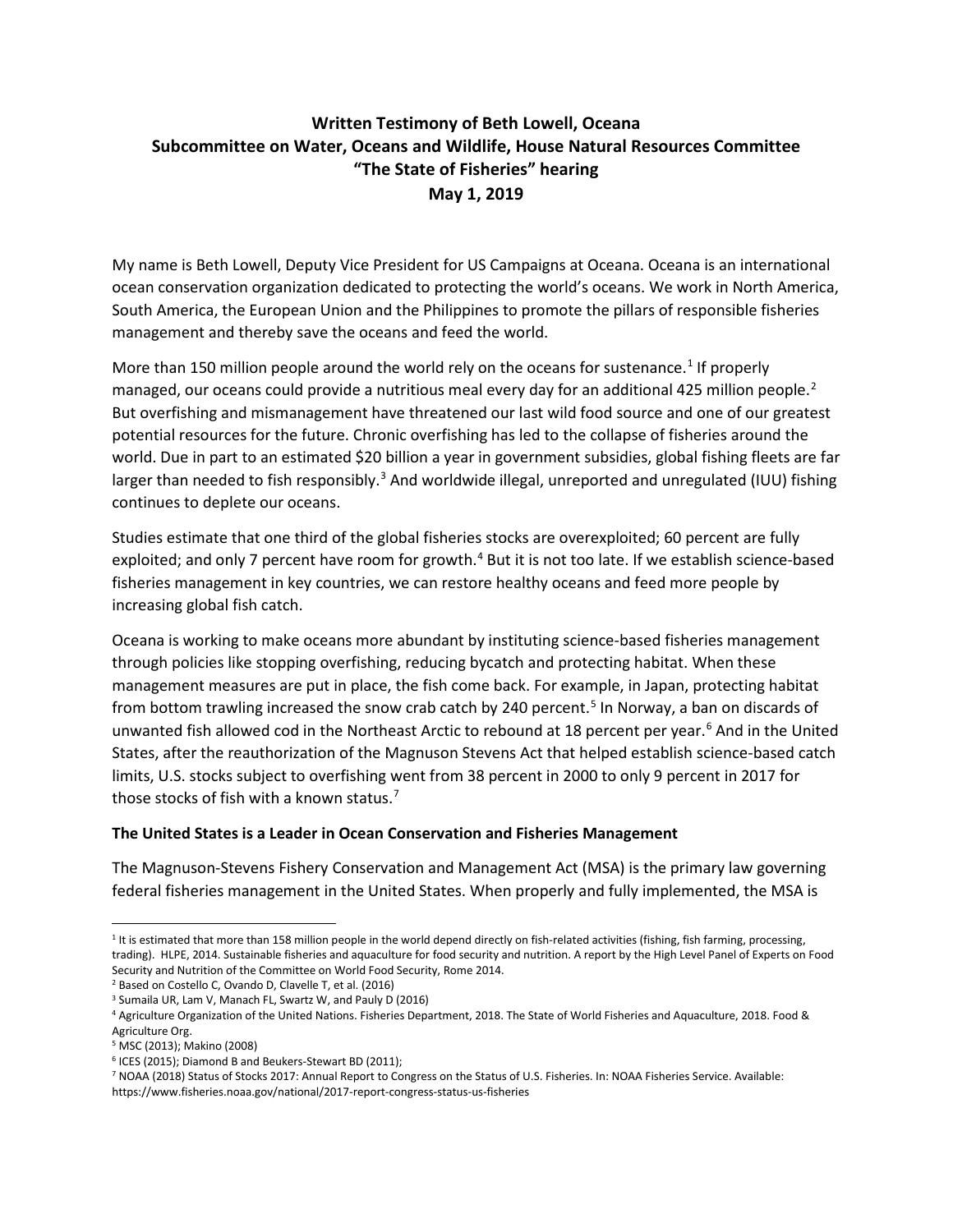**Written Testimony of Beth Lowell, Oceana**
**Subcommittee on Water, Oceans and Wildlife, House Natural Resources Committee**
**"The State of Fisheries" hearing**
**May 1, 2019**

My name is Beth Lowell, Deputy Vice President for US Campaigns at Oceana. Oceana is an international ocean conservation organization dedicated to protecting the world's oceans. We work in North America, South America, the European Union and the Philippines to promote the pillars of responsible fisheries management and thereby save the oceans and feed the world.

More than 150 million people around the world rely on the oceans for sustenance.[1] If properly managed, our oceans could provide a nutritious meal every day for an additional 425 million people.[2] But overfishing and mismanagement have threatened our last wild food source and one of our greatest potential resources for the future. Chronic overfishing has led to the collapse of fisheries around the world. Due in part to an estimated $20 billion a year in government subsidies, global fishing fleets are far larger than needed to fish responsibly.[3] And worldwide illegal, unreported and unregulated (IUU) fishing continues to deplete our oceans.

Studies estimate that one third of the global fisheries stocks are overexploited; 60 percent are fully exploited; and only 7 percent have room for growth.[4] But it is not too late. If we establish science-based fisheries management in key countries, we can restore healthy oceans and feed more people by increasing global fish catch.

Oceana is working to make oceans more abundant by instituting science-based fisheries management through policies like stopping overfishing, reducing bycatch and protecting habitat. When these management measures are put in place, the fish come back. For example, in Japan, protecting habitat from bottom trawling increased the snow crab catch by 240 percent.[5] In Norway, a ban on discards of unwanted fish allowed cod in the Northeast Arctic to rebound at 18 percent per year.[6] And in the United States, after the reauthorization of the Magnuson Stevens Act that helped establish science-based catch limits, U.S. stocks subject to overfishing went from 38 percent in 2000 to only 9 percent in 2017 for those stocks of fish with a known status.[7]

**The United States is a Leader in Ocean Conservation and Fisheries Management**

The Magnuson-Stevens Fishery Conservation and Management Act (MSA) is the primary law governing federal fisheries management in the United States. When properly and fully implemented, the MSA is

---

[1] It is estimated that more than 158 million people in the world depend directly on fish-related activities (fishing, fish farming, processing, trading). HLPE, 2014. Sustainable fisheries and aquaculture for food security and nutrition. A report by the High Level Panel of Experts on Food Security and Nutrition of the Committee on World Food Security, Rome 2014.

[2] Based on Costello C, Ovando D, Clavelle T, et al. (2016)

[3] Sumaila UR, Lam V, Manach FL, Swartz W, and Pauly D (2016)

[4] Agriculture Organization of the United Nations. Fisheries Department, 2018. The State of World Fisheries and Aquaculture, 2018. Food & Agriculture Org.

[5] MSC (2013); Makino (2008)

[6] ICES (2015); Diamond B and Beukers-Stewart BD (2011);

[7] NOAA (2018) Status of Stocks 2017: Annual Report to Congress on the Status of U.S. Fisheries. In: NOAA Fisheries Service. Available: https://www.fisheries.noaa.gov/national/2017-report-congress-status-us-fisheries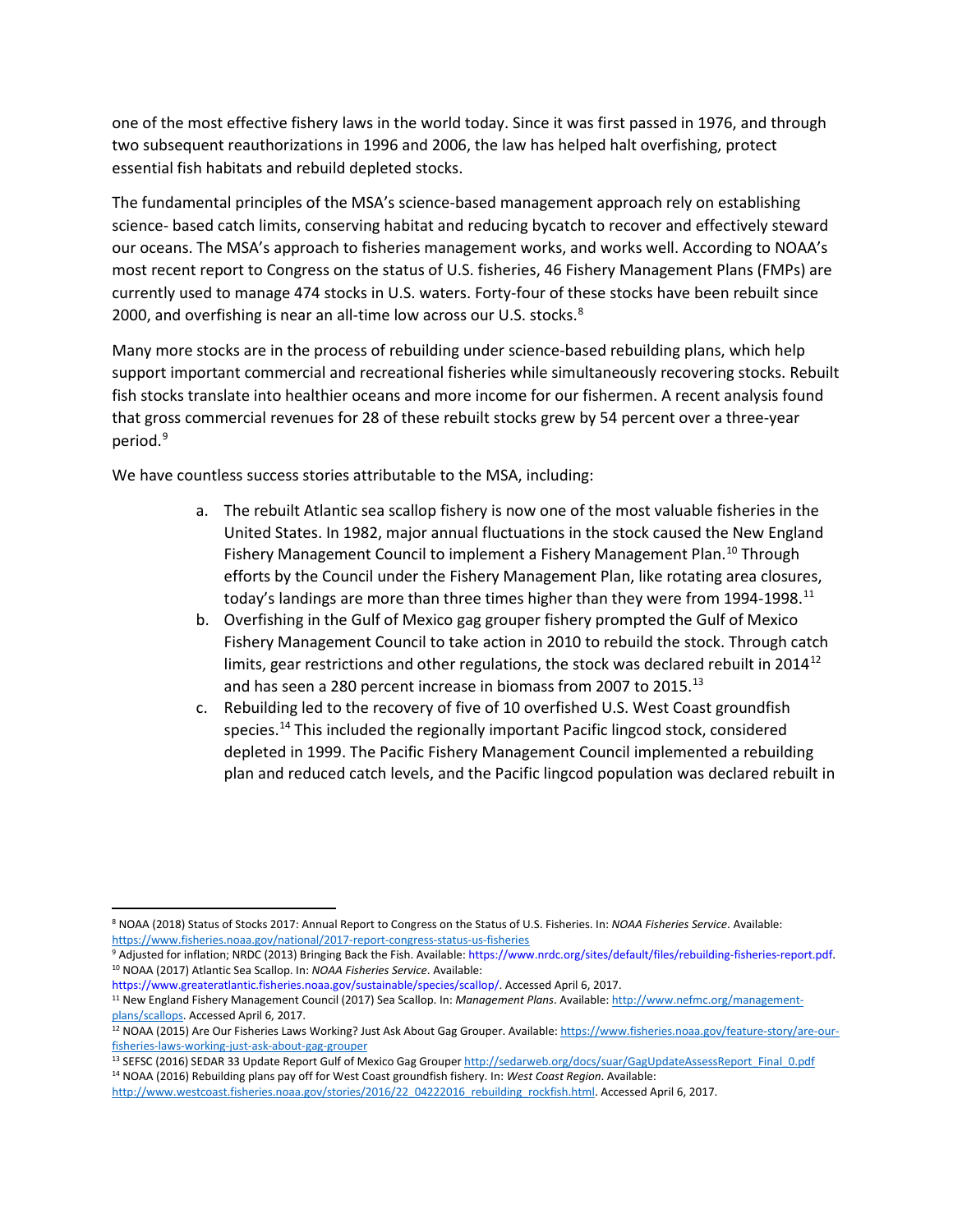one of the most effective fishery laws in the world today. Since it was first passed in 1976, and through two subsequent reauthorizations in 1996 and 2006, the law has helped halt overfishing, protect essential fish habitats and rebuild depleted stocks.

The fundamental principles of the MSA's science-based management approach rely on establishing science- based catch limits, conserving habitat and reducing bycatch to recover and effectively steward our oceans. The MSA's approach to fisheries management works, and works well. According to NOAA's most recent report to Congress on the status of U.S. fisheries, 46 Fishery Management Plans (FMPs) are currently used to manage 474 stocks in U.S. waters. Forty-four of these stocks have been rebuilt since 2000, and overfishing is near an all-time low across our U.S. stocks.[8]

Many more stocks are in the process of rebuilding under science-based rebuilding plans, which help support important commercial and recreational fisheries while simultaneously recovering stocks. Rebuilt fish stocks translate into healthier oceans and more income for our fishermen. A recent analysis found that gross commercial revenues for 28 of these rebuilt stocks grew by 54 percent over a three-year period.[9]

We have countless success stories attributable to the MSA, including:

a. The rebuilt Atlantic sea scallop fishery is now one of the most valuable fisheries in the United States. In 1982, major annual fluctuations in the stock caused the New England Fishery Management Council to implement a Fishery Management Plan.[10] Through efforts by the Council under the Fishery Management Plan, like rotating area closures, today's landings are more than three times higher than they were from 1994-1998.[11]
b. Overfishing in the Gulf of Mexico gag grouper fishery prompted the Gulf of Mexico Fishery Management Council to take action in 2010 to rebuild the stock. Through catch limits, gear restrictions and other regulations, the stock was declared rebuilt in 2014[12] and has seen a 280 percent increase in biomass from 2007 to 2015.[13]
c. Rebuilding led to the recovery of five of 10 overfished U.S. West Coast groundfish species.[14] This included the regionally important Pacific lingcod stock, considered depleted in 1999. The Pacific Fishery Management Council implemented a rebuilding plan and reduced catch levels, and the Pacific lingcod population was declared rebuilt in

---

[8] NOAA (2018) Status of Stocks 2017: Annual Report to Congress on the Status of U.S. Fisheries. In: *NOAA Fisheries Service*. Available: https://www.fisheries.noaa.gov/national/2017-report-congress-status-us-fisheries

[9] Adjusted for inflation; NRDC (2013) Bringing Back the Fish. Available: https://www.nrdc.org/sites/default/files/rebuilding-fisheries-report.pdf.

[10] NOAA (2017) Atlantic Sea Scallop. In: *NOAA Fisheries Service*. Available: https://www.greateratlantic.fisheries.noaa.gov/sustainable/species/scallop/. Accessed April 6, 2017.

[11] New England Fishery Management Council (2017) Sea Scallop. In: *Management Plans*. Available: http://www.nefmc.org/management-plans/scallops. Accessed April 6, 2017.

[12] NOAA (2015) Are Our Fisheries Laws Working? Just Ask About Gag Grouper. Available: https://www.fisheries.noaa.gov/feature-story/are-our-fisheries-laws-working-just-ask-about-gag-grouper

[13] SEFSC (2016) SEDAR 33 Update Report Gulf of Mexico Gag Grouper http://sedarweb.org/docs/suar/GagUpdateAssessReport_Final_0.pdf

[14] NOAA (2016) Rebuilding plans pay off for West Coast groundfish fishery. In: *West Coast Region*. Available: http://www.westcoast.fisheries.noaa.gov/stories/2016/22_04222016_rebuilding_rockfish.html. Accessed April 6, 2017.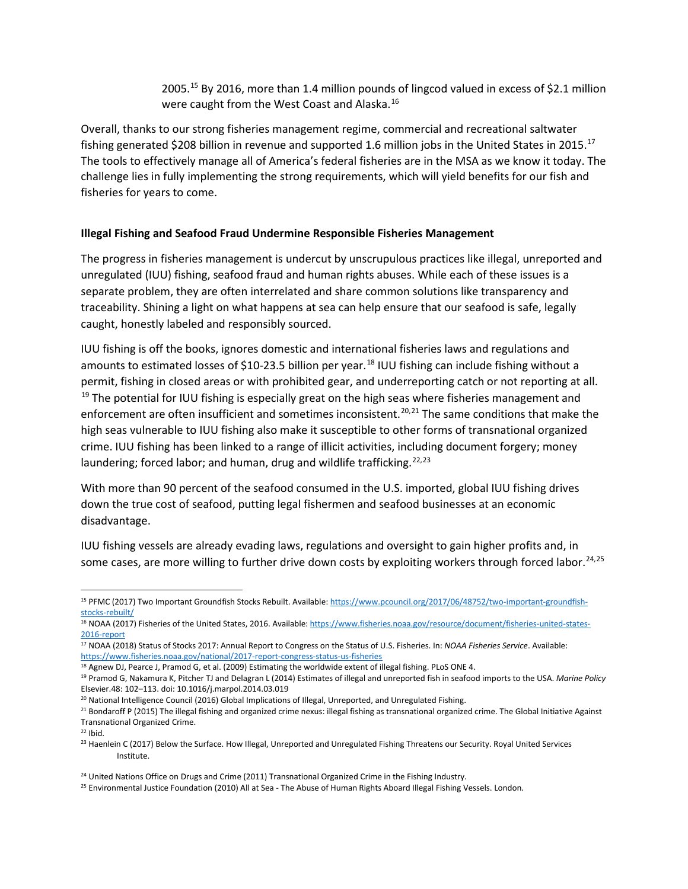2005.[15] By 2016, more than 1.4 million pounds of lingcod valued in excess of $2.1 million were caught from the West Coast and Alaska.[16]

Overall, thanks to our strong fisheries management regime, commercial and recreational saltwater fishing generated $208 billion in revenue and supported 1.6 million jobs in the United States in 2015.[17] The tools to effectively manage all of America's federal fisheries are in the MSA as we know it today. The challenge lies in fully implementing the strong requirements, which will yield benefits for our fish and fisheries for years to come.

**Illegal Fishing and Seafood Fraud Undermine Responsible Fisheries Management**

The progress in fisheries management is undercut by unscrupulous practices like illegal, unreported and unregulated (IUU) fishing, seafood fraud and human rights abuses. While each of these issues is a separate problem, they are often interrelated and share common solutions like transparency and traceability. Shining a light on what happens at sea can help ensure that our seafood is safe, legally caught, honestly labeled and responsibly sourced.

IUU fishing is off the books, ignores domestic and international fisheries laws and regulations and amounts to estimated losses of $10-23.5 billion per year.[18] IUU fishing can include fishing without a permit, fishing in closed areas or with prohibited gear, and underreporting catch or not reporting at all.[19] The potential for IUU fishing is especially great on the high seas where fisheries management and enforcement are often insufficient and sometimes inconsistent.[20,21] The same conditions that make the high seas vulnerable to IUU fishing also make it susceptible to other forms of transnational organized crime. IUU fishing has been linked to a range of illicit activities, including document forgery; money laundering; forced labor; and human, drug and wildlife trafficking.[22,23]

With more than 90 percent of the seafood consumed in the U.S. imported, global IUU fishing drives down the true cost of seafood, putting legal fishermen and seafood businesses at an economic disadvantage.

IUU fishing vessels are already evading laws, regulations and oversight to gain higher profits and, in some cases, are more willing to further drive down costs by exploiting workers through forced labor.[24,25]

---

[15] PFMC (2017) Two Important Groundfish Stocks Rebuilt. Available: https://www.pcouncil.org/2017/06/48752/two-important-groundfish-stocks-rebuilt/

[16] NOAA (2017) Fisheries of the United States, 2016. Available: https://www.fisheries.noaa.gov/resource/document/fisheries-united-states-2016-report

[17] NOAA (2018) Status of Stocks 2017: Annual Report to Congress on the Status of U.S. Fisheries. In: *NOAA Fisheries Service*. Available: https://www.fisheries.noaa.gov/national/2017-report-congress-status-us-fisheries

[18] Agnew DJ, Pearce J, Pramod G, et al. (2009) Estimating the worldwide extent of illegal fishing. PLoS ONE 4.

[19] Pramod G, Nakamura K, Pitcher TJ and Delagran L (2014) Estimates of illegal and unreported fish in seafood imports to the USA. *Marine Policy* Elsevier.48: 102–113. doi: 10.1016/j.marpol.2014.03.019

[20] National Intelligence Council (2016) Global Implications of Illegal, Unreported, and Unregulated Fishing.

[21] Bondaroff P (2015) The illegal fishing and organized crime nexus: illegal fishing as transnational organized crime. The Global Initiative Against Transnational Organized Crime.

[22] Ibid.

[23] Haenlein C (2017) Below the Surface. How Illegal, Unreported and Unregulated Fishing Threatens our Security. Royal United Services Institute.

[24] United Nations Office on Drugs and Crime (2011) Transnational Organized Crime in the Fishing Industry.

[25] Environmental Justice Foundation (2010) All at Sea - The Abuse of Human Rights Aboard Illegal Fishing Vessels. London.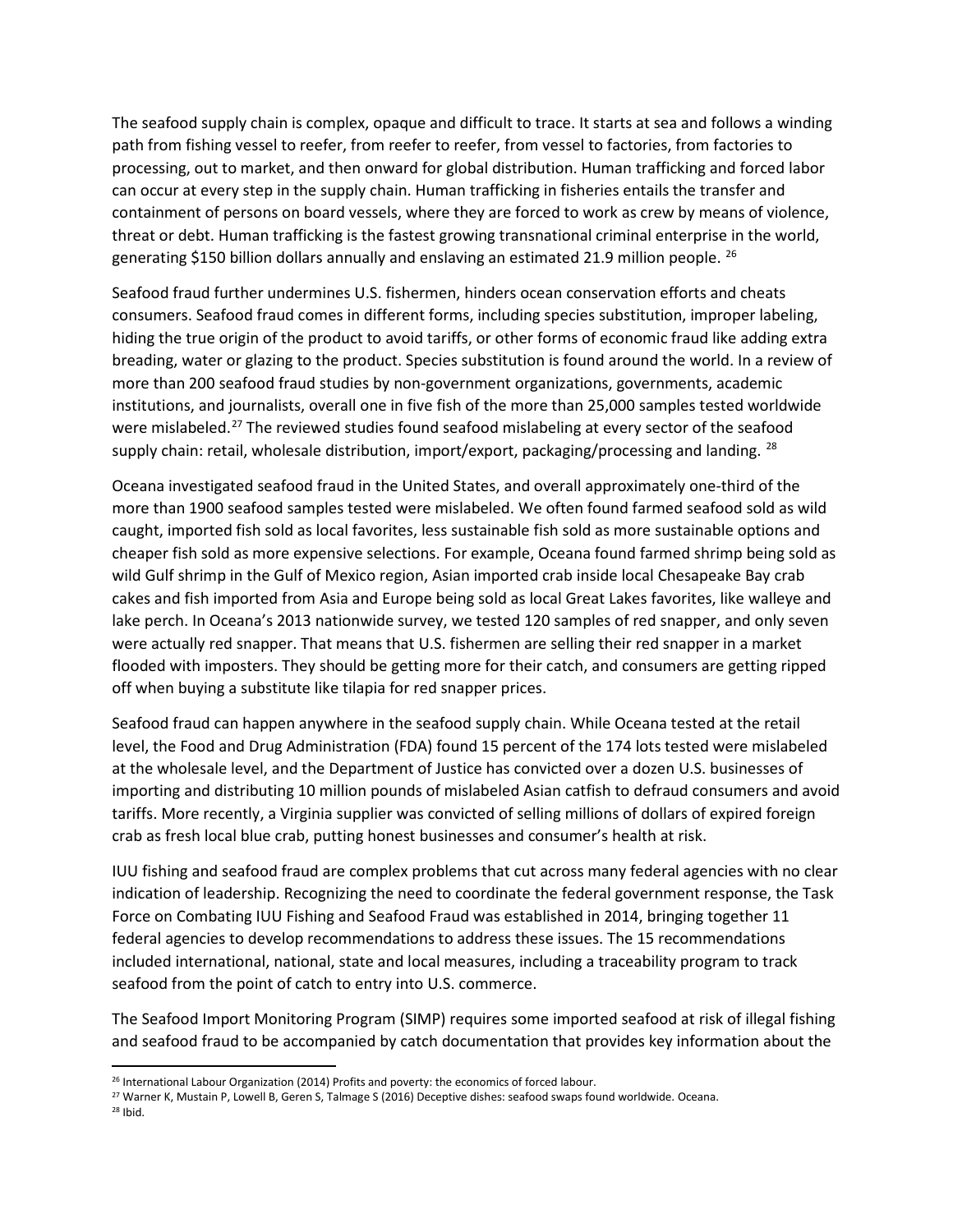The seafood supply chain is complex, opaque and difficult to trace. It starts at sea and follows a winding path from fishing vessel to reefer, from reefer to reefer, from vessel to factories, from factories to processing, out to market, and then onward for global distribution. Human trafficking and forced labor can occur at every step in the supply chain. Human trafficking in fisheries entails the transfer and containment of persons on board vessels, where they are forced to work as crew by means of violence, threat or debt. Human trafficking is the fastest growing transnational criminal enterprise in the world, generating $150 billion dollars annually and enslaving an estimated 21.9 million people. [26]

Seafood fraud further undermines U.S. fishermen, hinders ocean conservation efforts and cheats consumers. Seafood fraud comes in different forms, including species substitution, improper labeling, hiding the true origin of the product to avoid tariffs, or other forms of economic fraud like adding extra breading, water or glazing to the product. Species substitution is found around the world. In a review of more than 200 seafood fraud studies by non-government organizations, governments, academic institutions, and journalists, overall one in five fish of the more than 25,000 samples tested worldwide were mislabeled.[27] The reviewed studies found seafood mislabeling at every sector of the seafood supply chain: retail, wholesale distribution, import/export, packaging/processing and landing. [28]

Oceana investigated seafood fraud in the United States, and overall approximately one-third of the more than 1900 seafood samples tested were mislabeled. We often found farmed seafood sold as wild caught, imported fish sold as local favorites, less sustainable fish sold as more sustainable options and cheaper fish sold as more expensive selections. For example, Oceana found farmed shrimp being sold as wild Gulf shrimp in the Gulf of Mexico region, Asian imported crab inside local Chesapeake Bay crab cakes and fish imported from Asia and Europe being sold as local Great Lakes favorites, like walleye and lake perch. In Oceana's 2013 nationwide survey, we tested 120 samples of red snapper, and only seven were actually red snapper. That means that U.S. fishermen are selling their red snapper in a market flooded with imposters. They should be getting more for their catch, and consumers are getting ripped off when buying a substitute like tilapia for red snapper prices.

Seafood fraud can happen anywhere in the seafood supply chain. While Oceana tested at the retail level, the Food and Drug Administration (FDA) found 15 percent of the 174 lots tested were mislabeled at the wholesale level, and the Department of Justice has convicted over a dozen U.S. businesses of importing and distributing 10 million pounds of mislabeled Asian catfish to defraud consumers and avoid tariffs. More recently, a Virginia supplier was convicted of selling millions of dollars of expired foreign crab as fresh local blue crab, putting honest businesses and consumer's health at risk.

IUU fishing and seafood fraud are complex problems that cut across many federal agencies with no clear indication of leadership. Recognizing the need to coordinate the federal government response, the Task Force on Combating IUU Fishing and Seafood Fraud was established in 2014, bringing together 11 federal agencies to develop recommendations to address these issues. The 15 recommendations included international, national, state and local measures, including a traceability program to track seafood from the point of catch to entry into U.S. commerce.

The Seafood Import Monitoring Program (SIMP) requires some imported seafood at risk of illegal fishing and seafood fraud to be accompanied by catch documentation that provides key information about the

[26] International Labour Organization (2014) Profits and poverty: the economics of forced labour.

[27] Warner K, Mustain P, Lowell B, Geren S, Talmage S (2016) Deceptive dishes: seafood swaps found worldwide. Oceana.

[28] Ibid.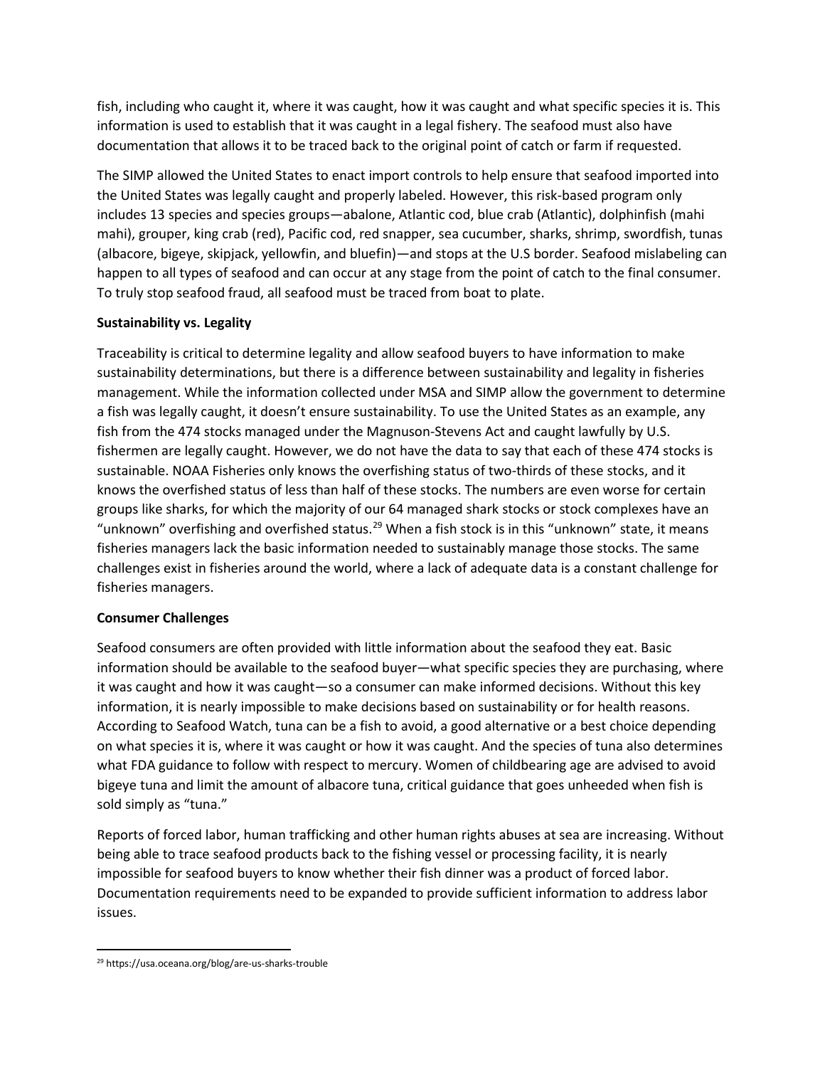fish, including who caught it, where it was caught, how it was caught and what specific species it is. This information is used to establish that it was caught in a legal fishery. The seafood must also have documentation that allows it to be traced back to the original point of catch or farm if requested.

The SIMP allowed the United States to enact import controls to help ensure that seafood imported into the United States was legally caught and properly labeled. However, this risk-based program only includes 13 species and species groups—abalone, Atlantic cod, blue crab (Atlantic), dolphinfish (mahi mahi), grouper, king crab (red), Pacific cod, red snapper, sea cucumber, sharks, shrimp, swordfish, tunas (albacore, bigeye, skipjack, yellowfin, and bluefin)—and stops at the U.S border. Seafood mislabeling can happen to all types of seafood and can occur at any stage from the point of catch to the final consumer. To truly stop seafood fraud, all seafood must be traced from boat to plate.

**Sustainability vs. Legality**

Traceability is critical to determine legality and allow seafood buyers to have information to make sustainability determinations, but there is a difference between sustainability and legality in fisheries management. While the information collected under MSA and SIMP allow the government to determine a fish was legally caught, it doesn't ensure sustainability. To use the United States as an example, any fish from the 474 stocks managed under the Magnuson-Stevens Act and caught lawfully by U.S. fishermen are legally caught. However, we do not have the data to say that each of these 474 stocks is sustainable. NOAA Fisheries only knows the overfishing status of two-thirds of these stocks, and it knows the overfished status of less than half of these stocks. The numbers are even worse for certain groups like sharks, for which the majority of our 64 managed shark stocks or stock complexes have an "unknown" overfishing and overfished status.[29] When a fish stock is in this "unknown" state, it means fisheries managers lack the basic information needed to sustainably manage those stocks. The same challenges exist in fisheries around the world, where a lack of adequate data is a constant challenge for fisheries managers.

**Consumer Challenges**

Seafood consumers are often provided with little information about the seafood they eat. Basic information should be available to the seafood buyer—what specific species they are purchasing, where it was caught and how it was caught—so a consumer can make informed decisions. Without this key information, it is nearly impossible to make decisions based on sustainability or for health reasons. According to Seafood Watch, tuna can be a fish to avoid, a good alternative or a best choice depending on what species it is, where it was caught or how it was caught. And the species of tuna also determines what FDA guidance to follow with respect to mercury. Women of childbearing age are advised to avoid bigeye tuna and limit the amount of albacore tuna, critical guidance that goes unheeded when fish is sold simply as "tuna."

Reports of forced labor, human trafficking and other human rights abuses at sea are increasing. Without being able to trace seafood products back to the fishing vessel or processing facility, it is nearly impossible for seafood buyers to know whether their fish dinner was a product of forced labor. Documentation requirements need to be expanded to provide sufficient information to address labor issues.

[29] https://usa.oceana.org/blog/are-us-sharks-trouble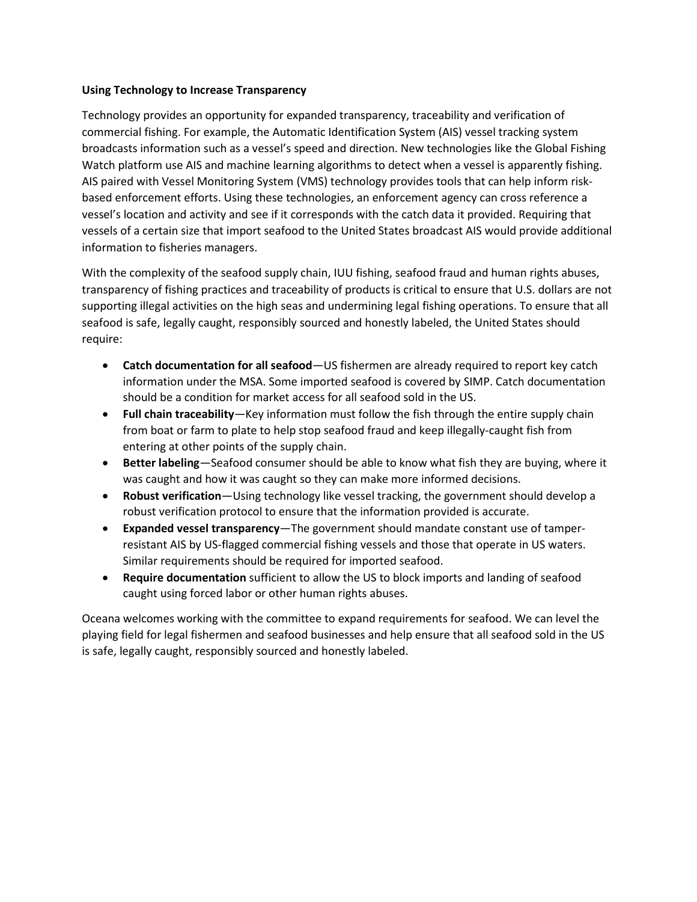**Using Technology to Increase Transparency**

Technology provides an opportunity for expanded transparency, traceability and verification of commercial fishing. For example, the Automatic Identification System (AIS) vessel tracking system broadcasts information such as a vessel's speed and direction. New technologies like the Global Fishing Watch platform use AIS and machine learning algorithms to detect when a vessel is apparently fishing. AIS paired with Vessel Monitoring System (VMS) technology provides tools that can help inform risk-based enforcement efforts. Using these technologies, an enforcement agency can cross reference a vessel's location and activity and see if it corresponds with the catch data it provided. Requiring that vessels of a certain size that import seafood to the United States broadcast AIS would provide additional information to fisheries managers.

With the complexity of the seafood supply chain, IUU fishing, seafood fraud and human rights abuses, transparency of fishing practices and traceability of products is critical to ensure that U.S. dollars are not supporting illegal activities on the high seas and undermining legal fishing operations. To ensure that all seafood is safe, legally caught, responsibly sourced and honestly labeled, the United States should require:

- **Catch documentation for all seafood**—US fishermen are already required to report key catch information under the MSA. Some imported seafood is covered by SIMP. Catch documentation should be a condition for market access for all seafood sold in the US.
- **Full chain traceability**—Key information must follow the fish through the entire supply chain from boat or farm to plate to help stop seafood fraud and keep illegally-caught fish from entering at other points of the supply chain.
- **Better labeling**—Seafood consumer should be able to know what fish they are buying, where it was caught and how it was caught so they can make more informed decisions.
- **Robust verification**—Using technology like vessel tracking, the government should develop a robust verification protocol to ensure that the information provided is accurate.
- **Expanded vessel transparency**—The government should mandate constant use of tamper-resistant AIS by US-flagged commercial fishing vessels and those that operate in US waters. Similar requirements should be required for imported seafood.
- **Require documentation** sufficient to allow the US to block imports and landing of seafood caught using forced labor or other human rights abuses.

Oceana welcomes working with the committee to expand requirements for seafood. We can level the playing field for legal fishermen and seafood businesses and help ensure that all seafood sold in the US is safe, legally caught, responsibly sourced and honestly labeled.